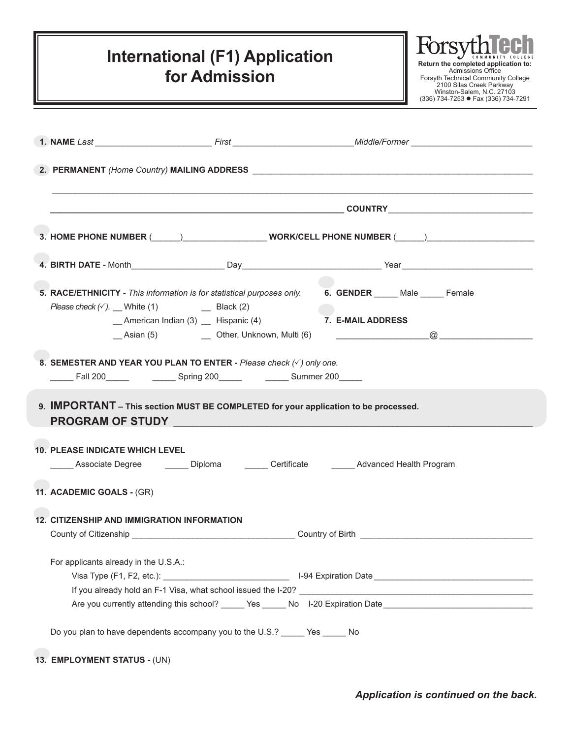# International (F1) Application for Application for Admission

**ForsythTech**
COMMUNITY COLLEGE

**Return the completed application to:**
Admissions Office
Forsyth Technical Community College
2100 Silas Creek Parkway
Winston-Salem, N.C. 27103
(336) 734-7253 ● Fax (336) 734-7291

**1. NAME** *Last* ________________________ *First* _________________________ *Middle/Former* _________________________

**2. PERMANENT** *(Home Country)* **MAILING ADDRESS** ______________________________________________________________

_____________________________________________________________________________________________________________

______________________________________________________________ **COUNTRY** ______________________________

**3. HOME PHONE NUMBER** (______)_________________ **WORK/CELL PHONE NUMBER** (______)______________________

**4. BIRTH DATE -** Month___________________ Day_____________________________ Year___________________________

**5. RACE/ETHNICITY -** *This information is for statistical purposes only.*
*Please check (✓).* __ White (1) __ Black (2)
__ American Indian (3) __ Hispanic (4)
__ Asian (5) __ Other, Unknown, Multi (6)

**6. GENDER** _____ Male _____ Female

**7. E-MAIL ADDRESS**
___________________@___________________

**8. SEMESTER AND YEAR YOU PLAN TO ENTER -** *Please check (✓) only one.*
_____ Fall 200_____ _____ Spring 200_____ _____ Summer 200_____

**9. IMPORTANT – This section MUST BE COMPLETED for your application to be processed.**
**PROGRAM OF STUDY** _________________________________________________________________

**10. PLEASE INDICATE WHICH LEVEL**
_____ Associate Degree _____ Diploma _____ Certificate _____ Advanced Health Program

**11. ACADEMIC GOALS -** (GR)

**12. CITIZENSHIP AND IMMIGRATION INFORMATION**
County of Citizenship __________________________________ Country of Birth _____________________________________

For applicants already in the U.S.A.:
Visa Type (F1, F2, etc.): __________________________ I-94 Expiration Date _________________________________
If you already hold an F-1 Visa, what school issued the I-20? _______________________________________________
Are you currently attending this school? _____ Yes _____ No I-20 Expiration Date ________________________________

Do you plan to have dependents accompany you to the U.S.? _____ Yes _____ No

**13. EMPLOYMENT STATUS -** (UN)

***Application is continued on the back.***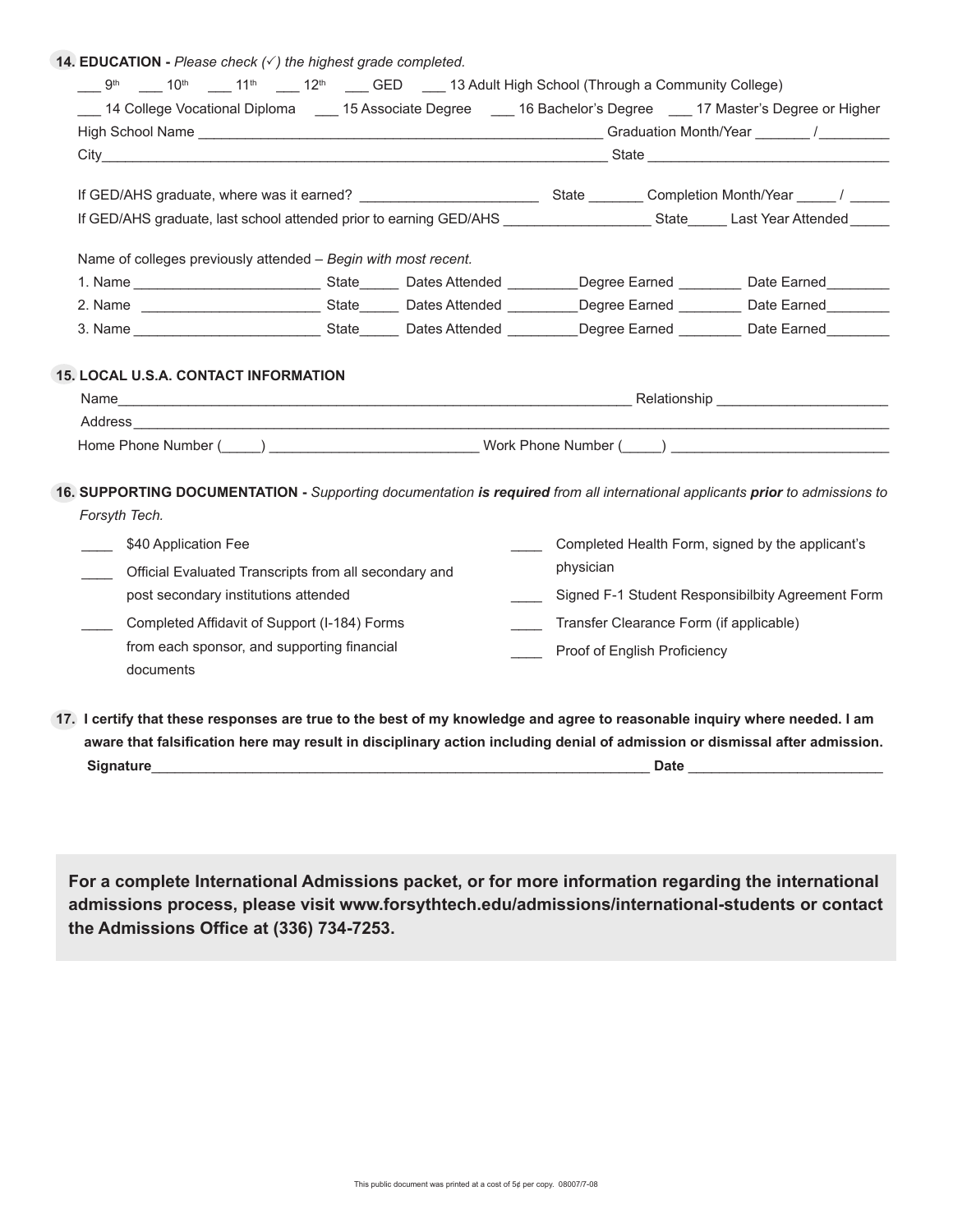**14. EDUCATION -** *Please check (✓) the highest grade completed.*

___ 9th ___ 10th ___ 11th ___ 12th ___ GED ___ 13 Adult High School (Through a Community College)

___ 14 College Vocational Diploma ___ 15 Associate Degree ___ 16 Bachelor's Degree ___ 17 Master's Degree or Higher

High School Name ______________________________________________________ Graduation Month/Year _______ /_________

City______________________________________________________________ State ______________________________

If GED/AHS graduate, where was it earned? ______________________ State _______ Completion Month/Year _____ / _____

If GED/AHS graduate, last school attended prior to earning GED/AHS ___________________ State_____ Last Year Attended_____

Name of colleges previously attended – *Begin with most recent.*

1. Name _______________________ State_____ Dates Attended _________Degree Earned ________ Date Earned________
2. Name _______________________ State_____ Dates Attended _________Degree Earned ________ Date Earned________
3. Name _______________________ State_____ Dates Attended _________Degree Earned ________ Date Earned________

**15. LOCAL U.S.A. CONTACT INFORMATION**

Name_________________________________________________________________ Relationship ______________________

Address_____________________________________________________________________________________________

Home Phone Number (_____) __________________________ Work Phone Number (_____) ____________________________

**16. SUPPORTING DOCUMENTATION -** *Supporting documentation* ***is required*** *from all international applicants* ***prior*** *to admissions to Forsyth Tech.*

____ $40 Application Fee

____ Official Evaluated Transcripts from all secondary and post secondary institutions attended

____ Completed Affidavit of Support (I-184) Forms from each sponsor, and supporting financial documents

____ Completed Health Form, signed by the applicant's physician

____ Signed F-1 Student Responsibilbity Agreement Form

____ Transfer Clearance Form (if applicable)

____ Proof of English Proficiency

**17. I certify that these responses are true to the best of my knowledge and agree to reasonable inquiry where needed. I am aware that falsification here may result in disciplinary action including denial of admission or dismissal after admission.**

**Signature**____________________________________________________________________ **Date** _________________________

**For a complete International Admissions packet, or for more information regarding the international admissions process, please visit www.forsythtech.edu/admissions/international-students or contact the Admissions Office at (336) 734-7253.**

This public document was printed at a cost of 5¢ per copy. 08007/7-08